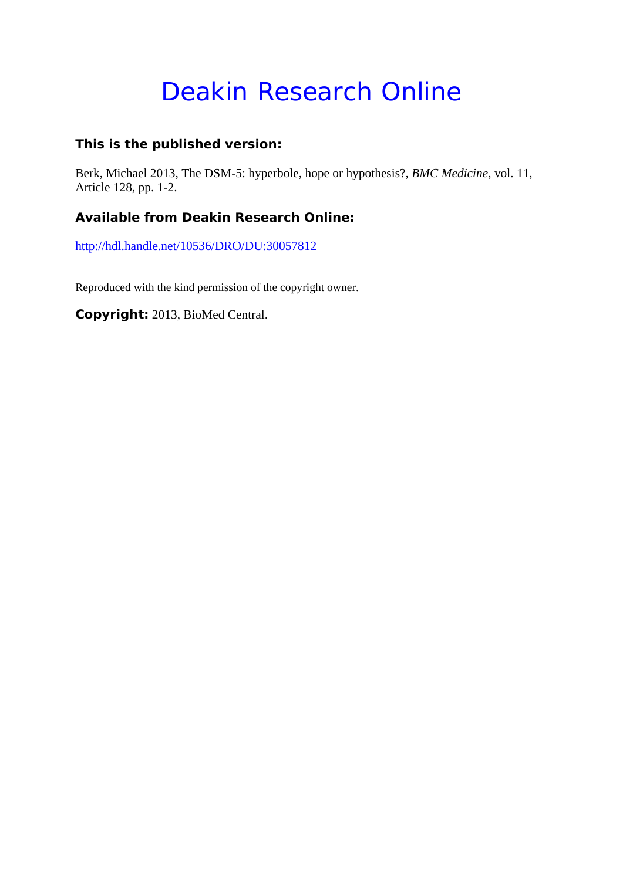# Deakin Research Online

### This is the published version:

Berk, Michael 2013, The DSM-5: hyperbole, hope or hypothesis?, *BMC Medicine*, vol. 11, Article 128, pp. 1-2.

### Available from Deakin Research Online:

http://hdl.handle.net/10536/DRO/DU:30057812

Reproduced with the kind permission of the copyright owner.

**Copyright:** 2013, BioMed Central.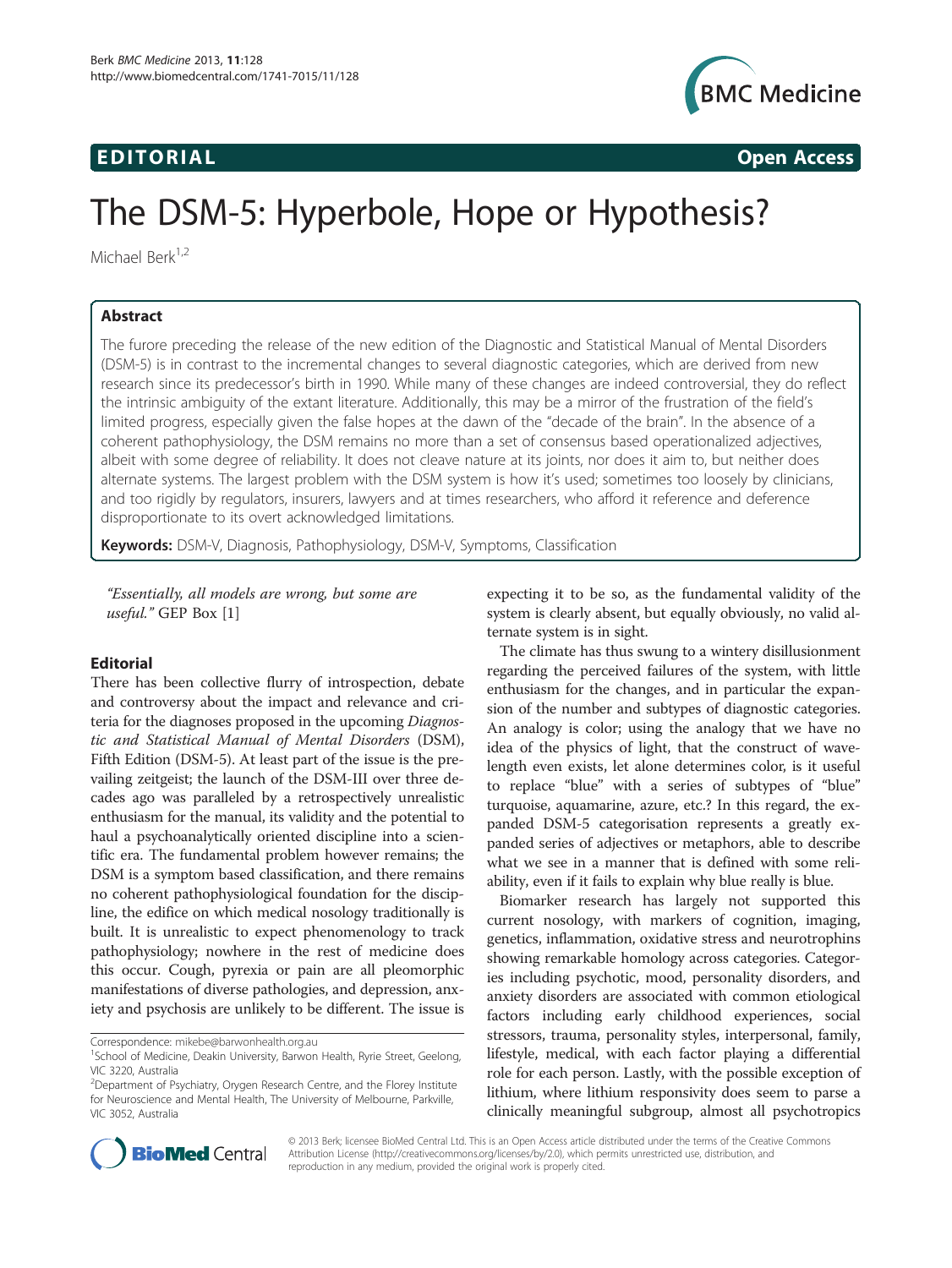# The DSM-5: Hyperbole, Hope or Hypothesis?

Michael Berk[1,2]

## Abstract

The furore preceding the release of the new edition of the Diagnostic and Statistical Manual of Mental Disorders (DSM-5) is in contrast to the incremental changes to several diagnostic categories, which are derived from new research since its predecessor's birth in 1990. While many of these changes are indeed controversial, they do reflect the intrinsic ambiguity of the extant literature. Additionally, this may be a mirror of the frustration of the field's limited progress, especially given the false hopes at the dawn of the "decade of the brain". In the absence of a coherent pathophysiology, the DSM remains no more than a set of consensus based operationalized adjectives, albeit with some degree of reliability. It does not cleave nature at its joints, nor does it aim to, but neither does alternate systems. The largest problem with the DSM system is how it's used; sometimes too loosely by clinicians, and too rigidly by regulators, insurers, lawyers and at times researchers, who afford it reference and deference disproportionate to its overt acknowledged limitations.

**Keywords:** DSM-V, Diagnosis, Pathophysiology, DSM-V, Symptoms, Classification

*"Essentially, all models are wrong, but some are useful."* GEP Box [1]

## Editorial

There has been collective flurry of introspection, debate and controversy about the impact and relevance and criteria for the diagnoses proposed in the upcoming *Diagnostic and Statistical Manual of Mental Disorders* (DSM), Fifth Edition (DSM-5). At least part of the issue is the prevailing zeitgeist; the launch of the DSM-III over three decades ago was paralleled by a retrospectively unrealistic enthusiasm for the manual, its validity and the potential to haul a psychoanalytically oriented discipline into a scientific era. The fundamental problem however remains; the DSM is a symptom based classification, and there remains no coherent pathophysiological foundation for the discipline, the edifice on which medical nosology traditionally is built. It is unrealistic to expect phenomenology to track pathophysiology; nowhere in the rest of medicine does this occur. Cough, pyrexia or pain are all pleomorphic manifestations of diverse pathologies, and depression, anxiety and psychosis are unlikely to be different. The issue is expecting it to be so, as the fundamental validity of the system is clearly absent, but equally obviously, no valid alternate system is in sight.

The climate has thus swung to a wintery disillusionment regarding the perceived failures of the system, with little enthusiasm for the changes, and in particular the expansion of the number and subtypes of diagnostic categories. An analogy is color; using the analogy that we have no idea of the physics of light, that the construct of wavelength even exists, let alone determines color, is it useful to replace "blue" with a series of subtypes of "blue" turquoise, aquamarine, azure, etc.? In this regard, the expanded DSM-5 categorisation represents a greatly expanded series of adjectives or metaphors, able to describe what we see in a manner that is defined with some reliability, even if it fails to explain why blue really is blue.

Biomarker research has largely not supported this current nosology, with markers of cognition, imaging, genetics, inflammation, oxidative stress and neurotrophins showing remarkable homology across categories. Categories including psychotic, mood, personality disorders, and anxiety disorders are associated with common etiological factors including early childhood experiences, social stressors, trauma, personality styles, interpersonal, family, lifestyle, medical, with each factor playing a differential role for each person. Lastly, with the possible exception of lithium, where lithium responsivity does seem to parse a clinically meaningful subgroup, almost all psychotropics

Correspondence: mikebe@barwonhealth.org.au

[1]School of Medicine, Deakin University, Barwon Health, Ryrie Street, Geelong, VIC 3220, Australia

[2]Department of Psychiatry, Orygen Research Centre, and the Florey Institute for Neuroscience and Mental Health, The University of Melbourne, Parkville, VIC 3052, Australia

© 2013 Berk; licensee BioMed Central Ltd. This is an Open Access article distributed under the terms of the Creative Commons Attribution License (http://creativecommons.org/licenses/by/2.0), which permits unrestricted use, distribution, and reproduction in any medium, provided the original work is properly cited.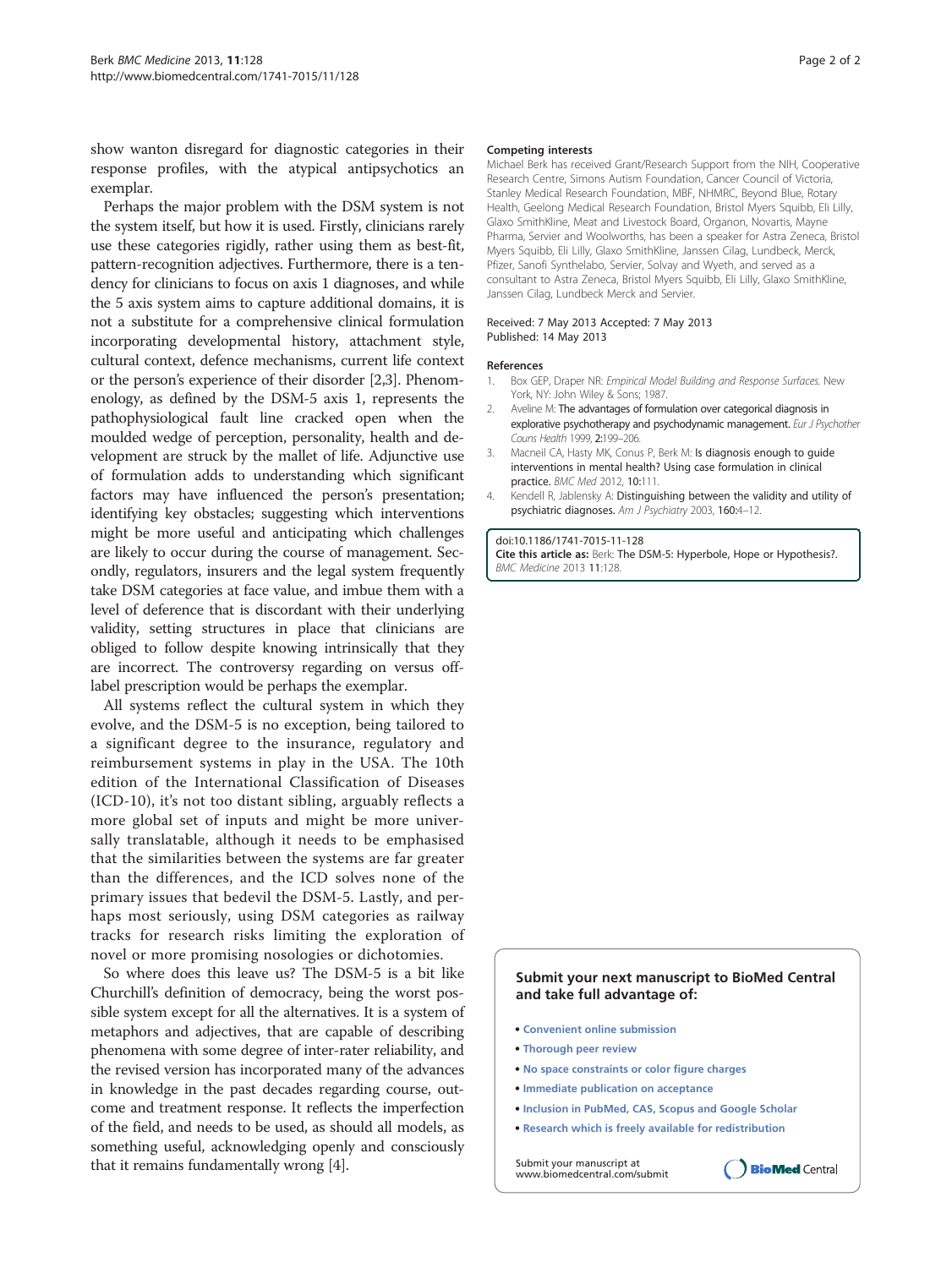show wanton disregard for diagnostic categories in their response profiles, with the atypical antipsychotics an exemplar.

Perhaps the major problem with the DSM system is not the system itself, but how it is used. Firstly, clinicians rarely use these categories rigidly, rather using them as best-fit, pattern-recognition adjectives. Furthermore, there is a tendency for clinicians to focus on axis 1 diagnoses, and while the 5 axis system aims to capture additional domains, it is not a substitute for a comprehensive clinical formulation incorporating developmental history, attachment style, cultural context, defence mechanisms, current life context or the person's experience of their disorder [2,3]. Phenomenology, as defined by the DSM-5 axis 1, represents the pathophysiological fault line cracked open when the moulded wedge of perception, personality, health and development are struck by the mallet of life. Adjunctive use of formulation adds to understanding which significant factors may have influenced the person's presentation; identifying key obstacles; suggesting which interventions might be more useful and anticipating which challenges are likely to occur during the course of management. Secondly, regulators, insurers and the legal system frequently take DSM categories at face value, and imbue them with a level of deference that is discordant with their underlying validity, setting structures in place that clinicians are obliged to follow despite knowing intrinsically that they are incorrect. The controversy regarding on versus off-label prescription would be perhaps the exemplar.

All systems reflect the cultural system in which they evolve, and the DSM-5 is no exception, being tailored to a significant degree to the insurance, regulatory and reimbursement systems in play in the USA. The 10th edition of the International Classification of Diseases (ICD-10), it's not too distant sibling, arguably reflects a more global set of inputs and might be more universally translatable, although it needs to be emphasised that the similarities between the systems are far greater than the differences, and the ICD solves none of the primary issues that bedevil the DSM-5. Lastly, and perhaps most seriously, using DSM categories as railway tracks for research risks limiting the exploration of novel or more promising nosologies or dichotomies.

So where does this leave us? The DSM-5 is a bit like Churchill's definition of democracy, being the worst possible system except for all the alternatives. It is a system of metaphors and adjectives, that are capable of describing phenomena with some degree of inter-rater reliability, and the revised version has incorporated many of the advances in knowledge in the past decades regarding course, outcome and treatment response. It reflects the imperfection of the field, and needs to be used, as should all models, as something useful, acknowledging openly and consciously that it remains fundamentally wrong [4].

#### Competing interests

Michael Berk has received Grant/Research Support from the NIH, Cooperative Research Centre, Simons Autism Foundation, Cancer Council of Victoria, Stanley Medical Research Foundation, MBF, NHMRC, Beyond Blue, Rotary Health, Geelong Medical Research Foundation, Bristol Myers Squibb, Eli Lilly, Glaxo SmithKline, Meat and Livestock Board, Organon, Novartis, Mayne Pharma, Servier and Woolworths, has been a speaker for Astra Zeneca, Bristol Myers Squibb, Eli Lilly, Glaxo SmithKline, Janssen Cilag, Lundbeck, Merck, Pfizer, Sanofi Synthelabo, Servier, Solvay and Wyeth, and served as a consultant to Astra Zeneca, Bristol Myers Squibb, Eli Lilly, Glaxo SmithKline, Janssen Cilag, Lundbeck Merck and Servier.

Received: 7 May 2013 Accepted: 7 May 2013
Published: 14 May 2013

#### References

1. Box GEP, Draper NR: *Empirical Model Building and Response Surfaces.* New York, NY: John Wiley & Sons; 1987.
2. Aveline M: The advantages of formulation over categorical diagnosis in explorative psychotherapy and psychodynamic management. *Eur J Psychother Couns Health* 1999, 2:199–206.
3. Macneil CA, Hasty MK, Conus P, Berk M: Is diagnosis enough to guide interventions in mental health? Using case formulation in clinical practice. *BMC Med* 2012, 10:111.
4. Kendell R, Jablensky A: Distinguishing between the validity and utility of psychiatric diagnoses. *Am J Psychiatry* 2003, 160:4–12.

doi:10.1186/1741-7015-11-128
**Cite this article as:** Berk: The DSM-5: Hyperbole, Hope or Hypothesis?. *BMC Medicine* 2013 11:128.